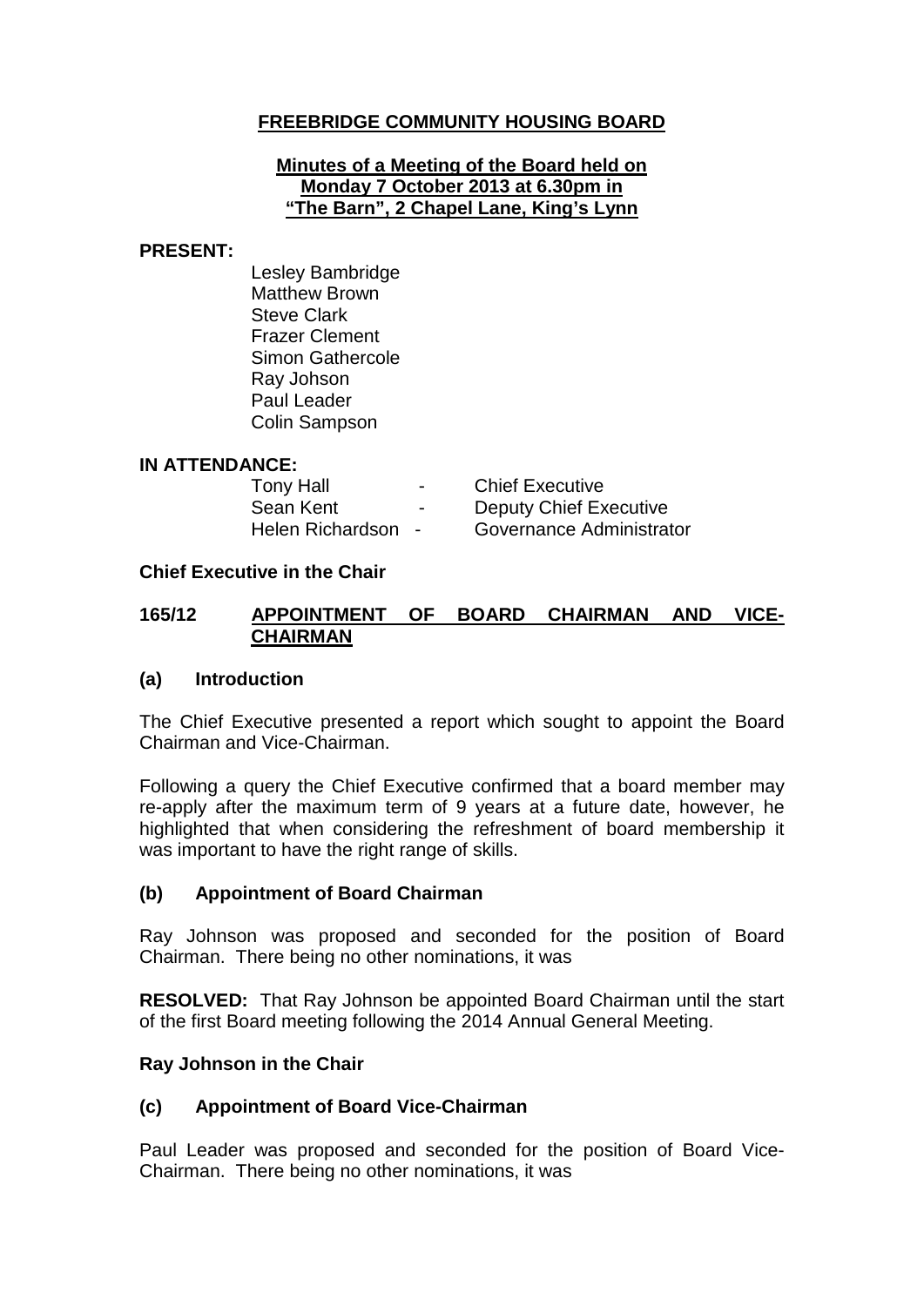# FREEBRIDGE COMMUNITY HOUSING BOARD

**Minutes of a Meeting of the Board held on Monday 7 October 2013 at 6.30pm in "The Barn", 2 Chapel Lane, King's Lynn**

**PRESENT:**

Lesley Bambridge
Matthew Brown
Steve Clark
Frazer Clement
Simon Gathercole
Ray Johson
Paul Leader
Colin Sampson

**IN ATTENDANCE:**

| | | |
|---|---|---|
| Tony Hall | - | Chief Executive |
| Sean Kent | - | Deputy Chief Executive |
| Helen Richardson | - | Governance Administrator |

**Chief Executive in the Chair**

## 165/12 APPOINTMENT OF BOARD CHAIRMAN AND VICE-CHAIRMAN

### (a) Introduction

The Chief Executive presented a report which sought to appoint the Board Chairman and Vice-Chairman.

Following a query the Chief Executive confirmed that a board member may re-apply after the maximum term of 9 years at a future date, however, he highlighted that when considering the refreshment of board membership it was important to have the right range of skills.

### (b) Appointment of Board Chairman

Ray Johnson was proposed and seconded for the position of Board Chairman. There being no other nominations, it was

**RESOLVED:** That Ray Johnson be appointed Board Chairman until the start of the first Board meeting following the 2014 Annual General Meeting.

**Ray Johnson in the Chair**

### (c) Appointment of Board Vice-Chairman

Paul Leader was proposed and seconded for the position of Board Vice-Chairman. There being no other nominations, it was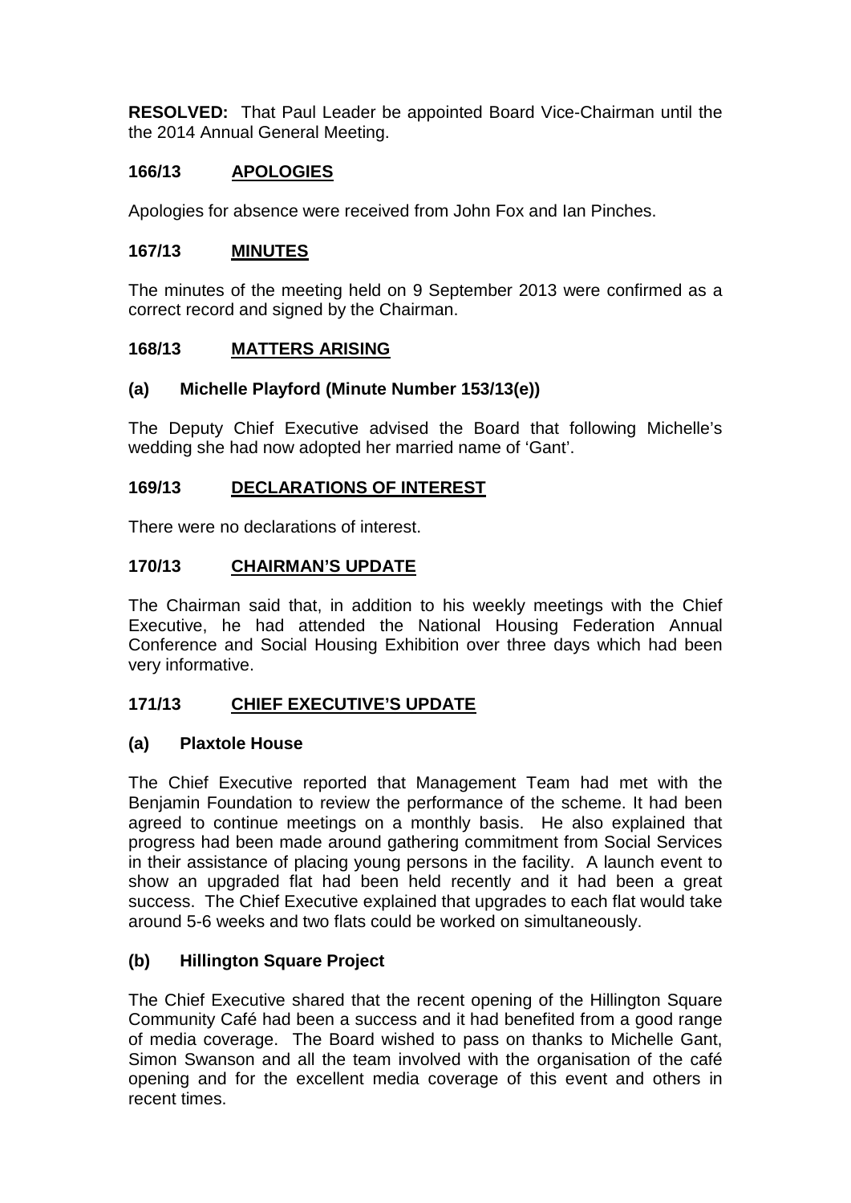**RESOLVED:** That Paul Leader be appointed Board Vice-Chairman until the the 2014 Annual General Meeting.

## 166/13 APOLOGIES

Apologies for absence were received from John Fox and Ian Pinches.

## 167/13 MINUTES

The minutes of the meeting held on 9 September 2013 were confirmed as a correct record and signed by the Chairman.

## 168/13 MATTERS ARISING

### (a) Michelle Playford (Minute Number 153/13(e))

The Deputy Chief Executive advised the Board that following Michelle's wedding she had now adopted her married name of 'Gant'.

## 169/13 DECLARATIONS OF INTEREST

There were no declarations of interest.

## 170/13 CHAIRMAN'S UPDATE

The Chairman said that, in addition to his weekly meetings with the Chief Executive, he had attended the National Housing Federation Annual Conference and Social Housing Exhibition over three days which had been very informative.

## 171/13 CHIEF EXECUTIVE'S UPDATE

### (a) Plaxtole House

The Chief Executive reported that Management Team had met with the Benjamin Foundation to review the performance of the scheme. It had been agreed to continue meetings on a monthly basis. He also explained that progress had been made around gathering commitment from Social Services in their assistance of placing young persons in the facility. A launch event to show an upgraded flat had been held recently and it had been a great success. The Chief Executive explained that upgrades to each flat would take around 5-6 weeks and two flats could be worked on simultaneously.

### (b) Hillington Square Project

The Chief Executive shared that the recent opening of the Hillington Square Community Café had been a success and it had benefited from a good range of media coverage. The Board wished to pass on thanks to Michelle Gant, Simon Swanson and all the team involved with the organisation of the café opening and for the excellent media coverage of this event and others in recent times.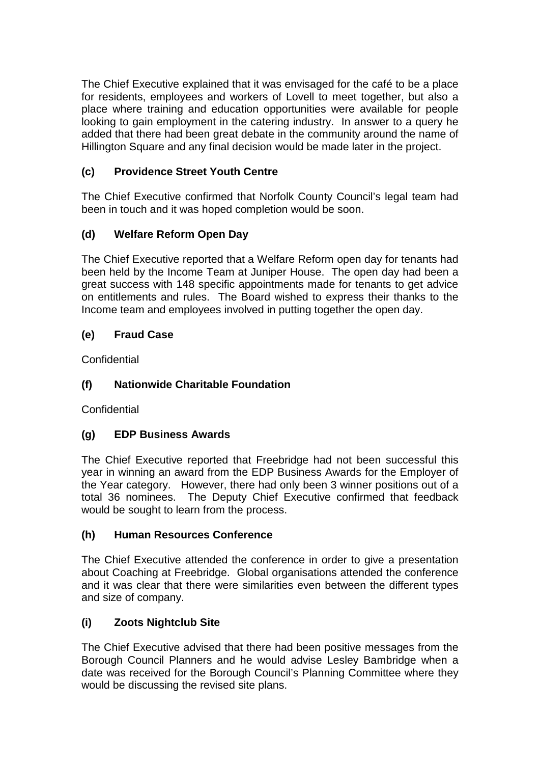The Chief Executive explained that it was envisaged for the café to be a place for residents, employees and workers of Lovell to meet together, but also a place where training and education opportunities were available for people looking to gain employment in the catering industry. In answer to a query he added that there had been great debate in the community around the name of Hillington Square and any final decision would be made later in the project.

### (c) Providence Street Youth Centre

The Chief Executive confirmed that Norfolk County Council's legal team had been in touch and it was hoped completion would be soon.

### (d) Welfare Reform Open Day

The Chief Executive reported that a Welfare Reform open day for tenants had been held by the Income Team at Juniper House. The open day had been a great success with 148 specific appointments made for tenants to get advice on entitlements and rules. The Board wished to express their thanks to the Income team and employees involved in putting together the open day.

### (e) Fraud Case

Confidential

### (f) Nationwide Charitable Foundation

Confidential

### (g) EDP Business Awards

The Chief Executive reported that Freebridge had not been successful this year in winning an award from the EDP Business Awards for the Employer of the Year category. However, there had only been 3 winner positions out of a total 36 nominees. The Deputy Chief Executive confirmed that feedback would be sought to learn from the process.

### (h) Human Resources Conference

The Chief Executive attended the conference in order to give a presentation about Coaching at Freebridge. Global organisations attended the conference and it was clear that there were similarities even between the different types and size of company.

### (i) Zoots Nightclub Site

The Chief Executive advised that there had been positive messages from the Borough Council Planners and he would advise Lesley Bambridge when a date was received for the Borough Council's Planning Committee where they would be discussing the revised site plans.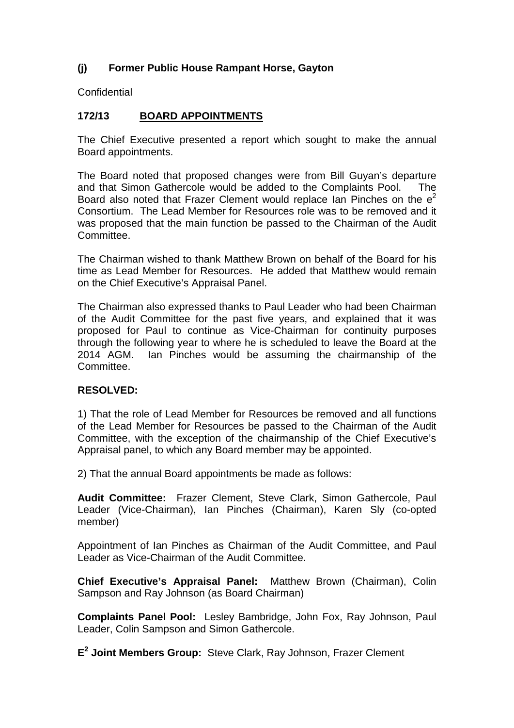### (j) Former Public House Rampant Horse, Gayton

Confidential

### 172/13 BOARD APPOINTMENTS

The Chief Executive presented a report which sought to make the annual Board appointments.

The Board noted that proposed changes were from Bill Guyan's departure and that Simon Gathercole would be added to the Complaints Pool. The Board also noted that Frazer Clement would replace Ian Pinches on the $e^2$ Consortium. The Lead Member for Resources role was to be removed and it was proposed that the main function be passed to the Chairman of the Audit Committee.

The Chairman wished to thank Matthew Brown on behalf of the Board for his time as Lead Member for Resources. He added that Matthew would remain on the Chief Executive's Appraisal Panel.

The Chairman also expressed thanks to Paul Leader who had been Chairman of the Audit Committee for the past five years, and explained that it was proposed for Paul to continue as Vice-Chairman for continuity purposes through the following year to where he is scheduled to leave the Board at the 2014 AGM. Ian Pinches would be assuming the chairmanship of the Committee.

**RESOLVED:**

1) That the role of Lead Member for Resources be removed and all functions of the Lead Member for Resources be passed to the Chairman of the Audit Committee, with the exception of the chairmanship of the Chief Executive's Appraisal panel, to which any Board member may be appointed.

2) That the annual Board appointments be made as follows:

**Audit Committee:** Frazer Clement, Steve Clark, Simon Gathercole, Paul Leader (Vice-Chairman), Ian Pinches (Chairman), Karen Sly (co-opted member)

Appointment of Ian Pinches as Chairman of the Audit Committee, and Paul Leader as Vice-Chairman of the Audit Committee.

**Chief Executive's Appraisal Panel:** Matthew Brown (Chairman), Colin Sampson and Ray Johnson (as Board Chairman)

**Complaints Panel Pool:** Lesley Bambridge, John Fox, Ray Johnson, Paul Leader, Colin Sampson and Simon Gathercole.

**$E^2$ Joint Members Group:** Steve Clark, Ray Johnson, Frazer Clement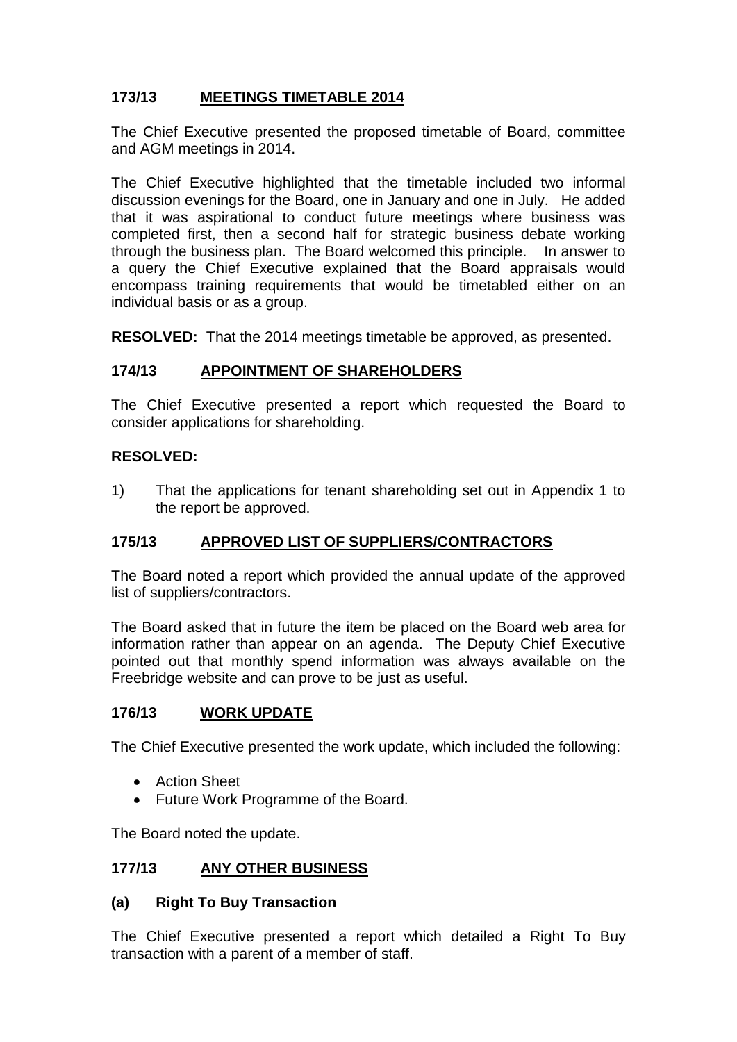## 173/13 MEETINGS TIMETABLE 2014

The Chief Executive presented the proposed timetable of Board, committee and AGM meetings in 2014.

The Chief Executive highlighted that the timetable included two informal discussion evenings for the Board, one in January and one in July. He added that it was aspirational to conduct future meetings where business was completed first, then a second half for strategic business debate working through the business plan. The Board welcomed this principle. In answer to a query the Chief Executive explained that the Board appraisals would encompass training requirements that would be timetabled either on an individual basis or as a group.

**RESOLVED:** That the 2014 meetings timetable be approved, as presented.

## 174/13 APPOINTMENT OF SHAREHOLDERS

The Chief Executive presented a report which requested the Board to consider applications for shareholding.

**RESOLVED:**

1) That the applications for tenant shareholding set out in Appendix 1 to the report be approved.

## 175/13 APPROVED LIST OF SUPPLIERS/CONTRACTORS

The Board noted a report which provided the annual update of the approved list of suppliers/contractors.

The Board asked that in future the item be placed on the Board web area for information rather than appear on an agenda. The Deputy Chief Executive pointed out that monthly spend information was always available on the Freebridge website and can prove to be just as useful.

## 176/13 WORK UPDATE

The Chief Executive presented the work update, which included the following:

- Action Sheet
- Future Work Programme of the Board.

The Board noted the update.

## 177/13 ANY OTHER BUSINESS

### (a) Right To Buy Transaction

The Chief Executive presented a report which detailed a Right To Buy transaction with a parent of a member of staff.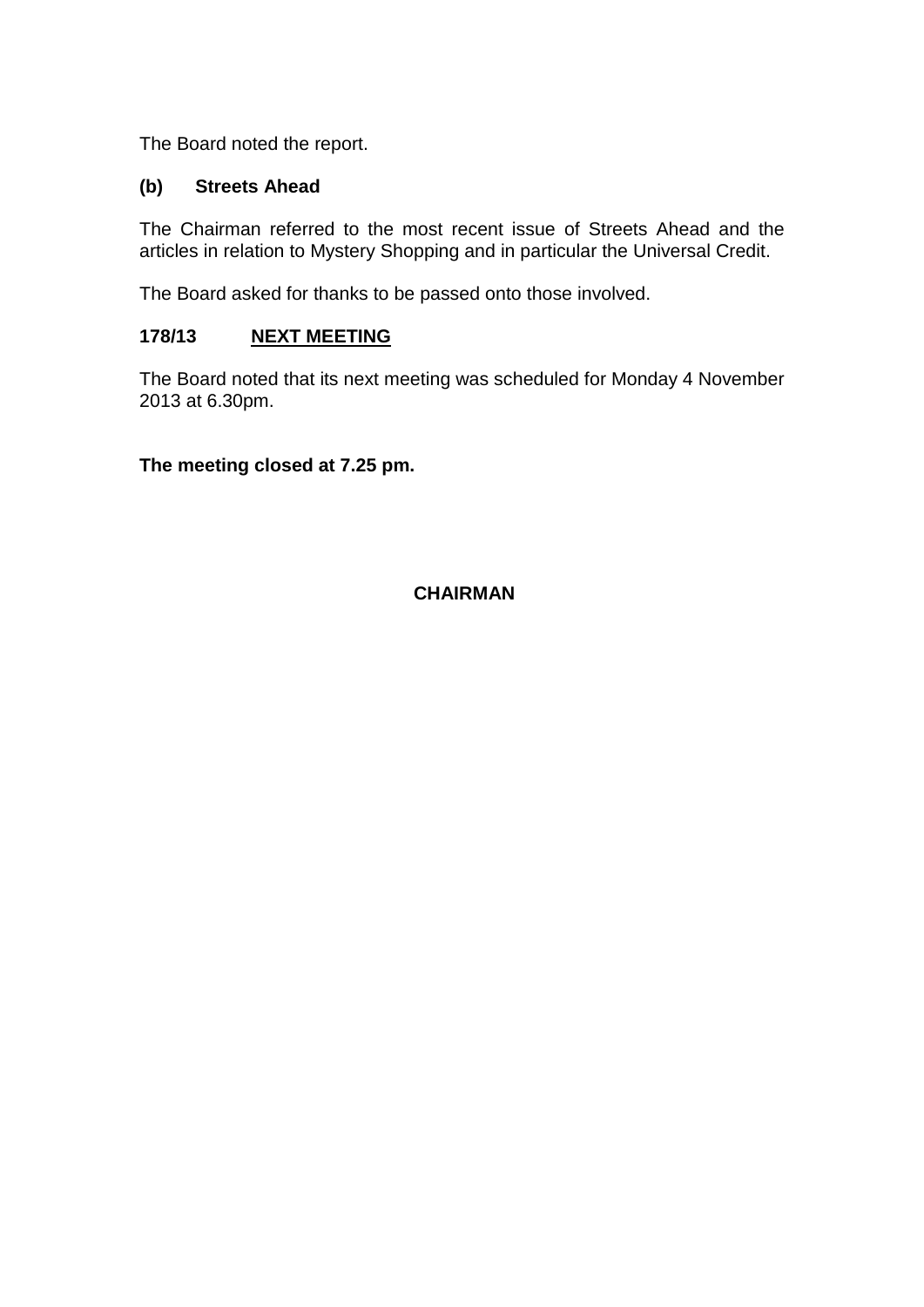The Board noted the report.

**(b) Streets Ahead**

The Chairman referred to the most recent issue of Streets Ahead and the articles in relation to Mystery Shopping and in particular the Universal Credit.

The Board asked for thanks to be passed onto those involved.

## 178/13 <u>NEXT MEETING</u>

The Board noted that its next meeting was scheduled for Monday 4 November 2013 at 6.30pm.

**The meeting closed at 7.25 pm.**

**CHAIRMAN**